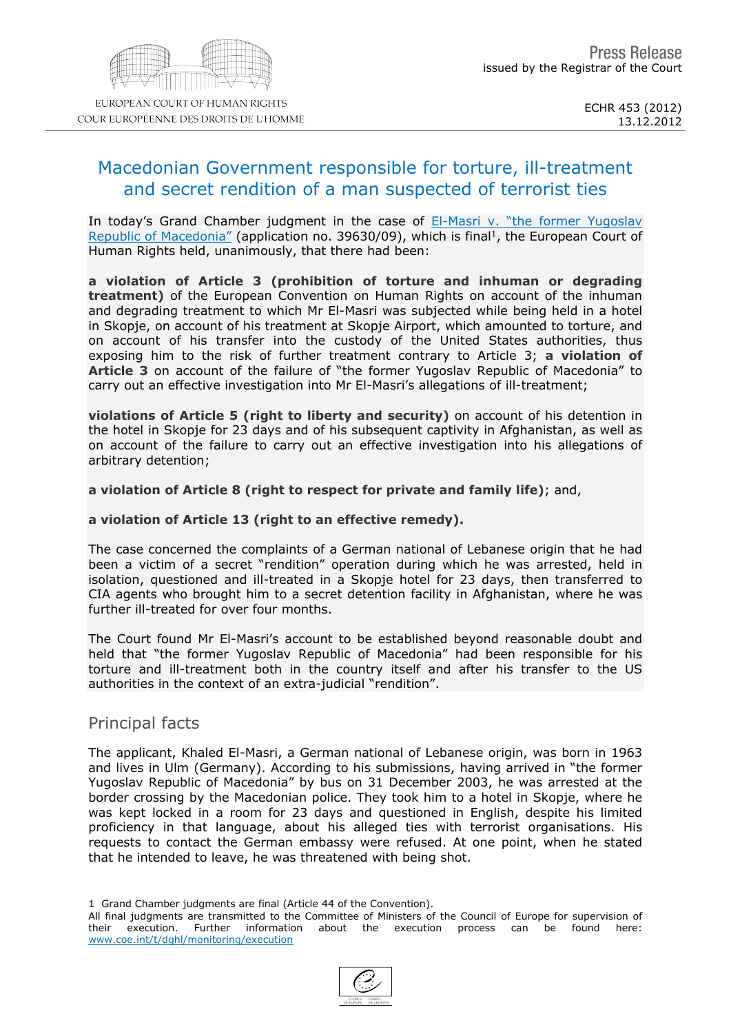Press Release
issued by the Registrar of the Court

EUROPEAN COURT OF HUMAN RIGHTS
COUR EUROPÉENNE DES DROITS DE L'HOMME

ECHR 453 (2012)
13.12.2012

# Macedonian Government responsible for torture, ill-treatment and secret rendition of a man suspected of terrorist ties

In today's Grand Chamber judgment in the case of [El-Masri v. "the former Yugoslav Republic of Macedonia"](#) (application no. 39630/09), which is final[1], the European Court of Human Rights held, unanimously, that there had been:

**a violation of Article 3 (prohibition of torture and inhuman or degrading treatment)** of the European Convention on Human Rights on account of the inhuman and degrading treatment to which Mr El-Masri was subjected while being held in a hotel in Skopje, on account of his treatment at Skopje Airport, which amounted to torture, and on account of his transfer into the custody of the United States authorities, thus exposing him to the risk of further treatment contrary to Article 3; **a violation of Article 3** on account of the failure of "the former Yugoslav Republic of Macedonia" to carry out an effective investigation into Mr El-Masri's allegations of ill-treatment;

**violations of Article 5 (right to liberty and security)** on account of his detention in the hotel in Skopje for 23 days and of his subsequent captivity in Afghanistan, as well as on account of the failure to carry out an effective investigation into his allegations of arbitrary detention;

**a violation of Article 8 (right to respect for private and family life)**; and,

**a violation of Article 13 (right to an effective remedy).**

The case concerned the complaints of a German national of Lebanese origin that he had been a victim of a secret "rendition" operation during which he was arrested, held in isolation, questioned and ill-treated in a Skopje hotel for 23 days, then transferred to CIA agents who brought him to a secret detention facility in Afghanistan, where he was further ill-treated for over four months.

The Court found Mr El-Masri's account to be established beyond reasonable doubt and held that "the former Yugoslav Republic of Macedonia" had been responsible for his torture and ill-treatment both in the country itself and after his transfer to the US authorities in the context of an extra-judicial "rendition".

## Principal facts

The applicant, Khaled El-Masri, a German national of Lebanese origin, was born in 1963 and lives in Ulm (Germany). According to his submissions, having arrived in "the former Yugoslav Republic of Macedonia" by bus on 31 December 2003, he was arrested at the border crossing by the Macedonian police. They took him to a hotel in Skopje, where he was kept locked in a room for 23 days and questioned in English, despite his limited proficiency in that language, about his alleged ties with terrorist organisations. His requests to contact the German embassy were refused. At one point, when he stated that he intended to leave, he was threatened with being shot.

1 Grand Chamber judgments are final (Article 44 of the Convention).
All final judgments are transmitted to the Committee of Ministers of the Council of Europe for supervision of their execution. Further information about the execution process can be found here: [www.coe.int/t/dghl/monitoring/execution](www.coe.int/t/dghl/monitoring/execution)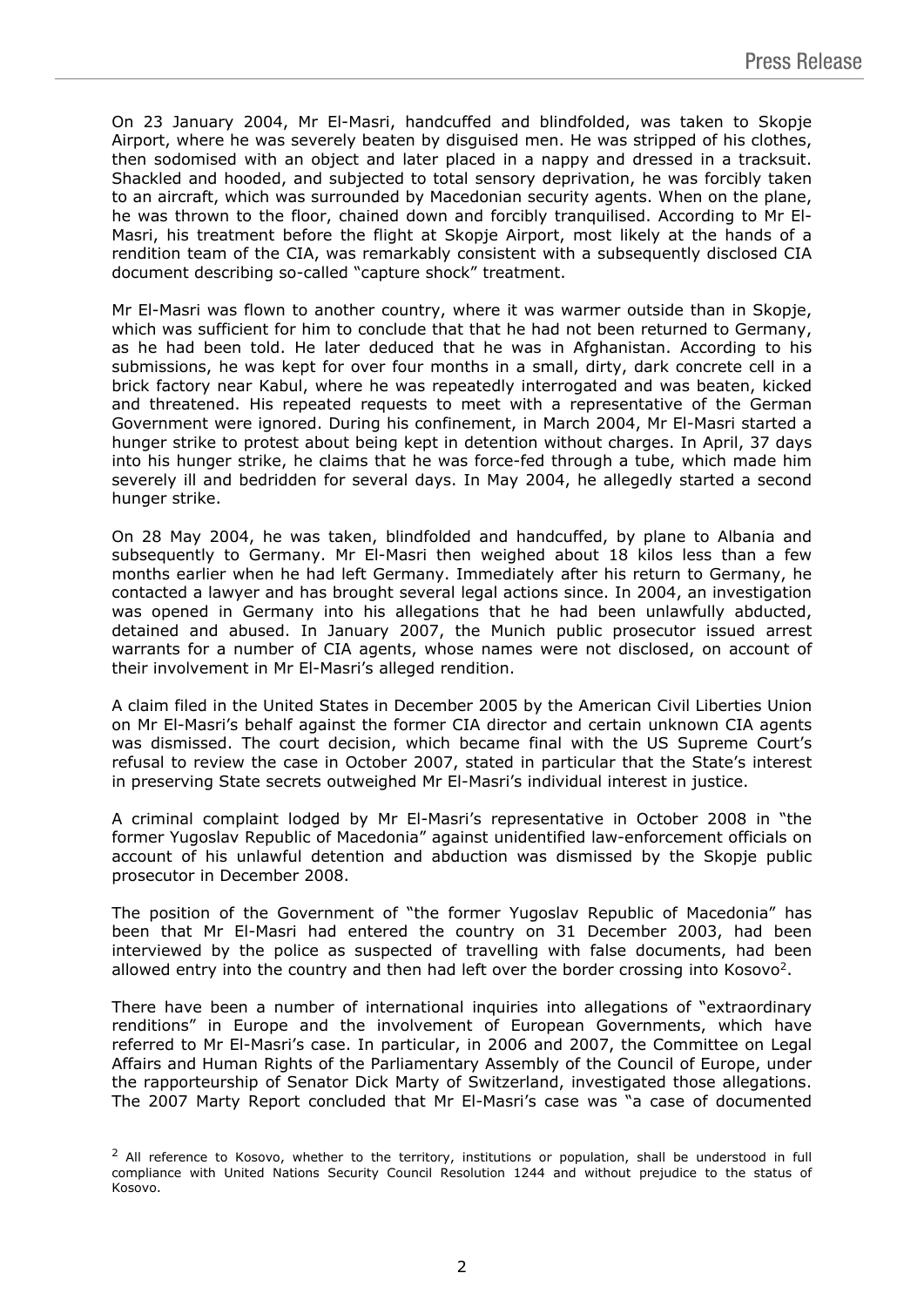On 23 January 2004, Mr El-Masri, handcuffed and blindfolded, was taken to Skopje Airport, where he was severely beaten by disguised men. He was stripped of his clothes, then sodomised with an object and later placed in a nappy and dressed in a tracksuit. Shackled and hooded, and subjected to total sensory deprivation, he was forcibly taken to an aircraft, which was surrounded by Macedonian security agents. When on the plane, he was thrown to the floor, chained down and forcibly tranquilised. According to Mr El-Masri, his treatment before the flight at Skopje Airport, most likely at the hands of a rendition team of the CIA, was remarkably consistent with a subsequently disclosed CIA document describing so-called "capture shock" treatment.

Mr El-Masri was flown to another country, where it was warmer outside than in Skopje, which was sufficient for him to conclude that that he had not been returned to Germany, as he had been told. He later deduced that he was in Afghanistan. According to his submissions, he was kept for over four months in a small, dirty, dark concrete cell in a brick factory near Kabul, where he was repeatedly interrogated and was beaten, kicked and threatened. His repeated requests to meet with a representative of the German Government were ignored. During his confinement, in March 2004, Mr El-Masri started a hunger strike to protest about being kept in detention without charges. In April, 37 days into his hunger strike, he claims that he was force-fed through a tube, which made him severely ill and bedridden for several days. In May 2004, he allegedly started a second hunger strike.

On 28 May 2004, he was taken, blindfolded and handcuffed, by plane to Albania and subsequently to Germany. Mr El-Masri then weighed about 18 kilos less than a few months earlier when he had left Germany. Immediately after his return to Germany, he contacted a lawyer and has brought several legal actions since. In 2004, an investigation was opened in Germany into his allegations that he had been unlawfully abducted, detained and abused. In January 2007, the Munich public prosecutor issued arrest warrants for a number of CIA agents, whose names were not disclosed, on account of their involvement in Mr El-Masri's alleged rendition.

A claim filed in the United States in December 2005 by the American Civil Liberties Union on Mr El-Masri's behalf against the former CIA director and certain unknown CIA agents was dismissed. The court decision, which became final with the US Supreme Court's refusal to review the case in October 2007, stated in particular that the State's interest in preserving State secrets outweighed Mr El-Masri's individual interest in justice.

A criminal complaint lodged by Mr El-Masri's representative in October 2008 in "the former Yugoslav Republic of Macedonia" against unidentified law-enforcement officials on account of his unlawful detention and abduction was dismissed by the Skopje public prosecutor in December 2008.

The position of the Government of "the former Yugoslav Republic of Macedonia" has been that Mr El-Masri had entered the country on 31 December 2003, had been interviewed by the police as suspected of travelling with false documents, had been allowed entry into the country and then had left over the border crossing into Kosovo[2].

There have been a number of international inquiries into allegations of "extraordinary renditions" in Europe and the involvement of European Governments, which have referred to Mr El-Masri's case. In particular, in 2006 and 2007, the Committee on Legal Affairs and Human Rights of the Parliamentary Assembly of the Council of Europe, under the rapporteurship of Senator Dick Marty of Switzerland, investigated those allegations. The 2007 Marty Report concluded that Mr El-Masri's case was "a case of documented

[2] All reference to Kosovo, whether to the territory, institutions or population, shall be understood in full compliance with United Nations Security Council Resolution 1244 and without prejudice to the status of Kosovo.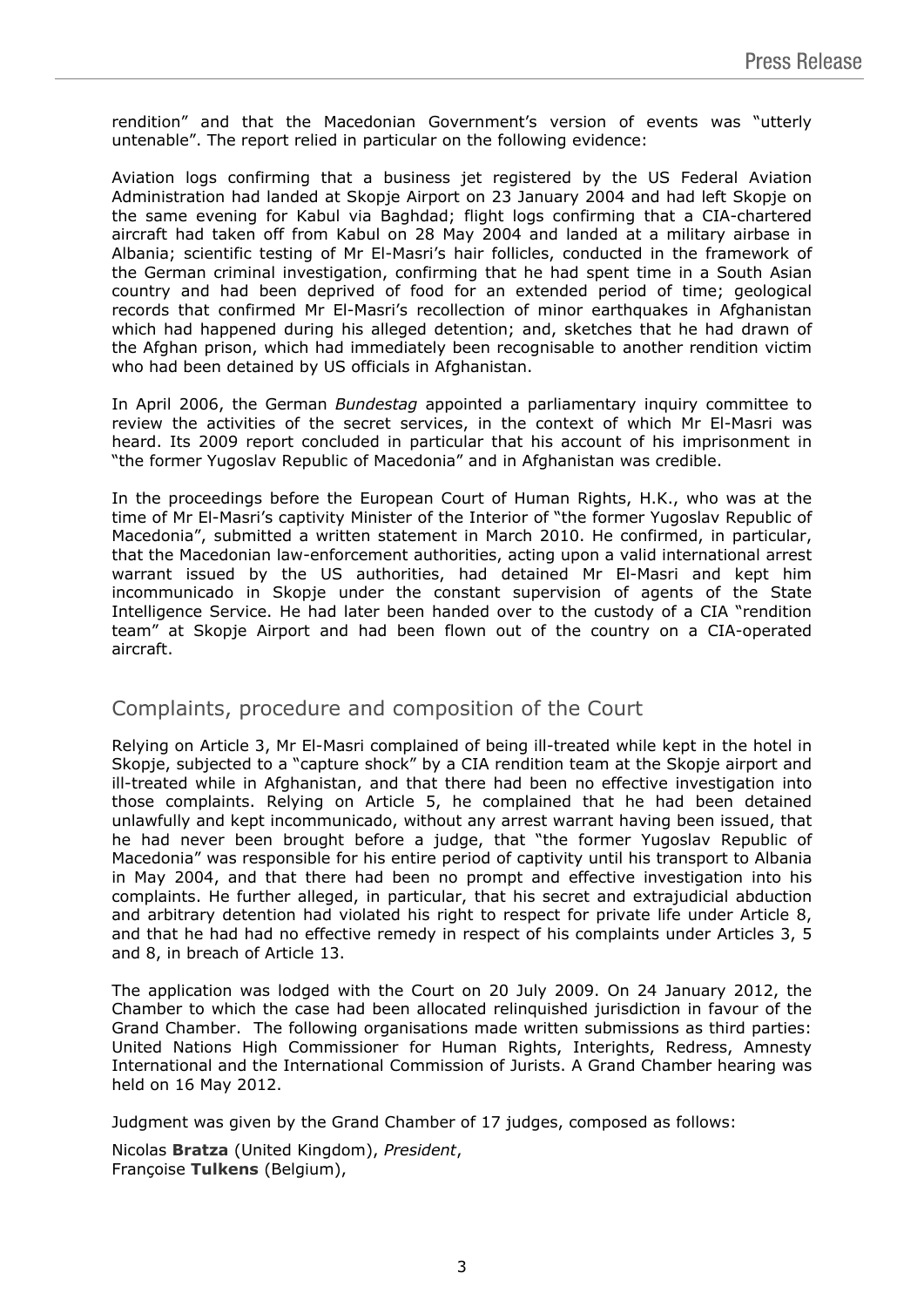rendition" and that the Macedonian Government's version of events was "utterly untenable". The report relied in particular on the following evidence:

Aviation logs confirming that a business jet registered by the US Federal Aviation Administration had landed at Skopje Airport on 23 January 2004 and had left Skopje on the same evening for Kabul via Baghdad; flight logs confirming that a CIA-chartered aircraft had taken off from Kabul on 28 May 2004 and landed at a military airbase in Albania; scientific testing of Mr El-Masri's hair follicles, conducted in the framework of the German criminal investigation, confirming that he had spent time in a South Asian country and had been deprived of food for an extended period of time; geological records that confirmed Mr El-Masri's recollection of minor earthquakes in Afghanistan which had happened during his alleged detention; and, sketches that he had drawn of the Afghan prison, which had immediately been recognisable to another rendition victim who had been detained by US officials in Afghanistan.

In April 2006, the German *Bundestag* appointed a parliamentary inquiry committee to review the activities of the secret services, in the context of which Mr El-Masri was heard. Its 2009 report concluded in particular that his account of his imprisonment in "the former Yugoslav Republic of Macedonia" and in Afghanistan was credible.

In the proceedings before the European Court of Human Rights, H.K., who was at the time of Mr El-Masri's captivity Minister of the Interior of "the former Yugoslav Republic of Macedonia", submitted a written statement in March 2010. He confirmed, in particular, that the Macedonian law-enforcement authorities, acting upon a valid international arrest warrant issued by the US authorities, had detained Mr El-Masri and kept him incommunicado in Skopje under the constant supervision of agents of the State Intelligence Service. He had later been handed over to the custody of a CIA "rendition team" at Skopje Airport and had been flown out of the country on a CIA-operated aircraft.

## Complaints, procedure and composition of the Court

Relying on Article 3, Mr El-Masri complained of being ill-treated while kept in the hotel in Skopje, subjected to a "capture shock" by a CIA rendition team at the Skopje airport and ill-treated while in Afghanistan, and that there had been no effective investigation into those complaints. Relying on Article 5, he complained that he had been detained unlawfully and kept incommunicado, without any arrest warrant having been issued, that he had never been brought before a judge, that "the former Yugoslav Republic of Macedonia" was responsible for his entire period of captivity until his transport to Albania in May 2004, and that there had been no prompt and effective investigation into his complaints. He further alleged, in particular, that his secret and extrajudicial abduction and arbitrary detention had violated his right to respect for private life under Article 8, and that he had had no effective remedy in respect of his complaints under Articles 3, 5 and 8, in breach of Article 13.

The application was lodged with the Court on 20 July 2009. On 24 January 2012, the Chamber to which the case had been allocated relinquished jurisdiction in favour of the Grand Chamber. The following organisations made written submissions as third parties: United Nations High Commissioner for Human Rights, Interights, Redress, Amnesty International and the International Commission of Jurists. A Grand Chamber hearing was held on 16 May 2012.

Judgment was given by the Grand Chamber of 17 judges, composed as follows:

Nicolas **Bratza** (United Kingdom), *President*,
Françoise **Tulkens** (Belgium),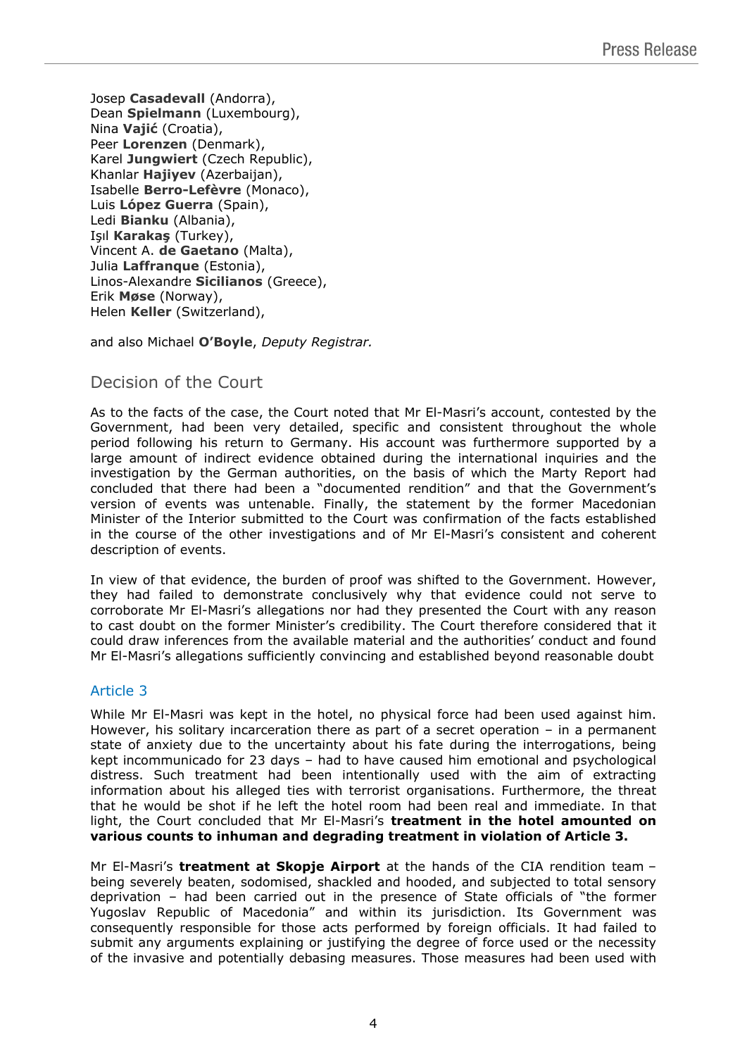Josep **Casadevall** (Andorra),
Dean **Spielmann** (Luxembourg),
Nina **Vajić** (Croatia),
Peer **Lorenzen** (Denmark),
Karel **Jungwiert** (Czech Republic),
Khanlar **Hajiyev** (Azerbaijan),
Isabelle **Berro-Lefèvre** (Monaco),
Luis **López Guerra** (Spain),
Ledi **Bianku** (Albania),
Işıl **Karakaş** (Turkey),
Vincent A. **de Gaetano** (Malta),
Julia **Laffranque** (Estonia),
Linos-Alexandre **Sicilianos** (Greece),
Erik **Møse** (Norway),
Helen **Keller** (Switzerland),

and also Michael **O'Boyle**, *Deputy Registrar.*

## Decision of the Court

As to the facts of the case, the Court noted that Mr El-Masri's account, contested by the Government, had been very detailed, specific and consistent throughout the whole period following his return to Germany. His account was furthermore supported by a large amount of indirect evidence obtained during the international inquiries and the investigation by the German authorities, on the basis of which the Marty Report had concluded that there had been a "documented rendition" and that the Government's version of events was untenable. Finally, the statement by the former Macedonian Minister of the Interior submitted to the Court was confirmation of the facts established in the course of the other investigations and of Mr El-Masri's consistent and coherent description of events.

In view of that evidence, the burden of proof was shifted to the Government. However, they had failed to demonstrate conclusively why that evidence could not serve to corroborate Mr El-Masri's allegations nor had they presented the Court with any reason to cast doubt on the former Minister's credibility. The Court therefore considered that it could draw inferences from the available material and the authorities' conduct and found Mr El-Masri's allegations sufficiently convincing and established beyond reasonable doubt

### Article 3

While Mr El-Masri was kept in the hotel, no physical force had been used against him. However, his solitary incarceration there as part of a secret operation – in a permanent state of anxiety due to the uncertainty about his fate during the interrogations, being kept incommunicado for 23 days – had to have caused him emotional and psychological distress. Such treatment had been intentionally used with the aim of extracting information about his alleged ties with terrorist organisations. Furthermore, the threat that he would be shot if he left the hotel room had been real and immediate. In that light, the Court concluded that Mr El-Masri's **treatment in the hotel amounted on various counts to inhuman and degrading treatment in violation of Article 3.**

Mr El-Masri's **treatment at Skopje Airport** at the hands of the CIA rendition team – being severely beaten, sodomised, shackled and hooded, and subjected to total sensory deprivation – had been carried out in the presence of State officials of "the former Yugoslav Republic of Macedonia" and within its jurisdiction. Its Government was consequently responsible for those acts performed by foreign officials. It had failed to submit any arguments explaining or justifying the degree of force used or the necessity of the invasive and potentially debasing measures. Those measures had been used with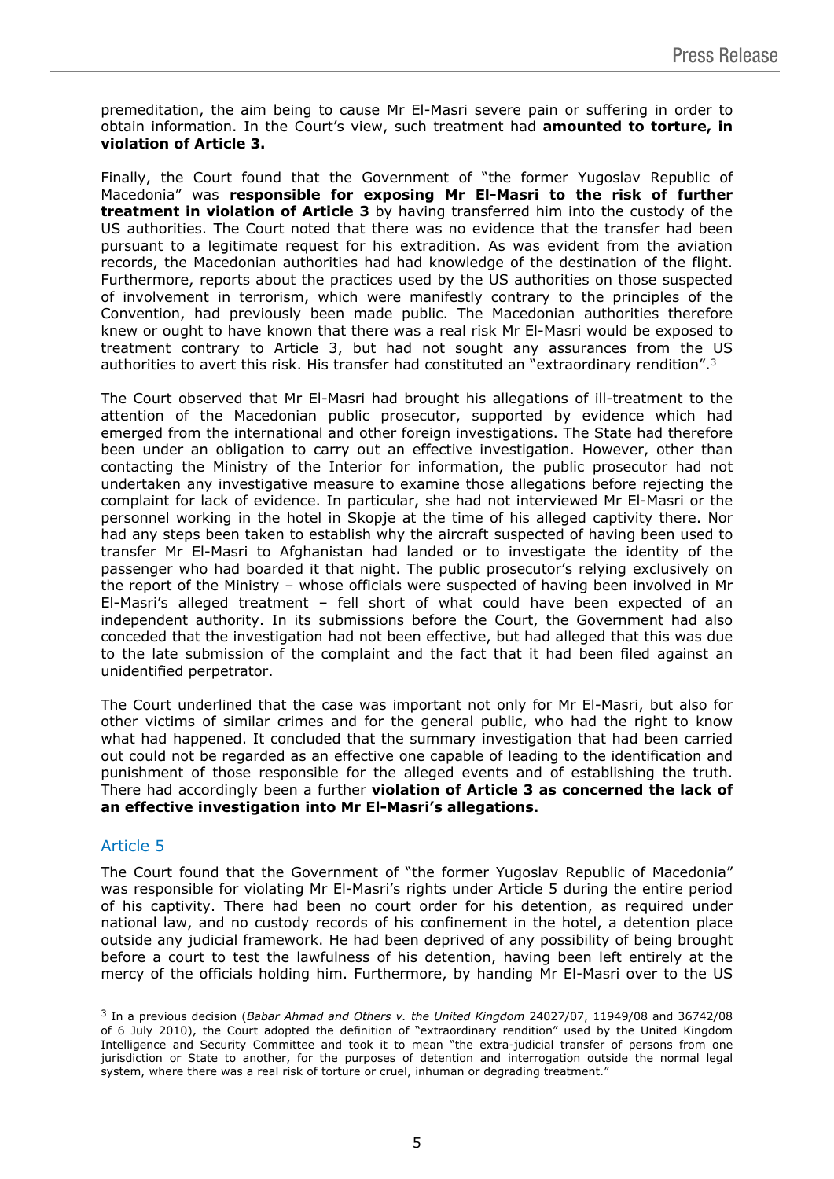premeditation, the aim being to cause Mr El-Masri severe pain or suffering in order to obtain information. In the Court's view, such treatment had **amounted to torture, in violation of Article 3.**

Finally, the Court found that the Government of "the former Yugoslav Republic of Macedonia" was **responsible for exposing Mr El-Masri to the risk of further treatment in violation of Article 3** by having transferred him into the custody of the US authorities. The Court noted that there was no evidence that the transfer had been pursuant to a legitimate request for his extradition. As was evident from the aviation records, the Macedonian authorities had had knowledge of the destination of the flight. Furthermore, reports about the practices used by the US authorities on those suspected of involvement in terrorism, which were manifestly contrary to the principles of the Convention, had previously been made public. The Macedonian authorities therefore knew or ought to have known that there was a real risk Mr El-Masri would be exposed to treatment contrary to Article 3, but had not sought any assurances from the US authorities to avert this risk. His transfer had constituted an "extraordinary rendition".[3]

The Court observed that Mr El-Masri had brought his allegations of ill-treatment to the attention of the Macedonian public prosecutor, supported by evidence which had emerged from the international and other foreign investigations. The State had therefore been under an obligation to carry out an effective investigation. However, other than contacting the Ministry of the Interior for information, the public prosecutor had not undertaken any investigative measure to examine those allegations before rejecting the complaint for lack of evidence. In particular, she had not interviewed Mr El-Masri or the personnel working in the hotel in Skopje at the time of his alleged captivity there. Nor had any steps been taken to establish why the aircraft suspected of having been used to transfer Mr El-Masri to Afghanistan had landed or to investigate the identity of the passenger who had boarded it that night. The public prosecutor's relying exclusively on the report of the Ministry – whose officials were suspected of having been involved in Mr El-Masri's alleged treatment – fell short of what could have been expected of an independent authority. In its submissions before the Court, the Government had also conceded that the investigation had not been effective, but had alleged that this was due to the late submission of the complaint and the fact that it had been filed against an unidentified perpetrator.

The Court underlined that the case was important not only for Mr El-Masri, but also for other victims of similar crimes and for the general public, who had the right to know what had happened. It concluded that the summary investigation that had been carried out could not be regarded as an effective one capable of leading to the identification and punishment of those responsible for the alleged events and of establishing the truth. There had accordingly been a further **violation of Article 3 as concerned the lack of an effective investigation into Mr El-Masri's allegations.**

## Article 5

The Court found that the Government of "the former Yugoslav Republic of Macedonia" was responsible for violating Mr El-Masri's rights under Article 5 during the entire period of his captivity. There had been no court order for his detention, as required under national law, and no custody records of his confinement in the hotel, a detention place outside any judicial framework. He had been deprived of any possibility of being brought before a court to test the lawfulness of his detention, having been left entirely at the mercy of the officials holding him. Furthermore, by handing Mr El-Masri over to the US

[3] In a previous decision (*Babar Ahmad and Others v. the United Kingdom* 24027/07, 11949/08 and 36742/08 of 6 July 2010), the Court adopted the definition of "extraordinary rendition" used by the United Kingdom Intelligence and Security Committee and took it to mean "the extra-judicial transfer of persons from one jurisdiction or State to another, for the purposes of detention and interrogation outside the normal legal system, where there was a real risk of torture or cruel, inhuman or degrading treatment."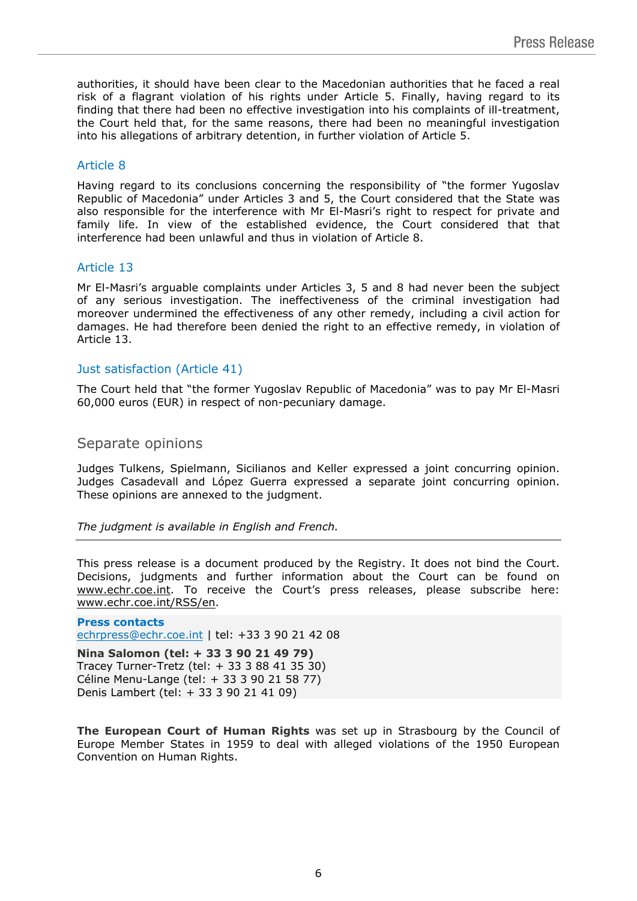authorities, it should have been clear to the Macedonian authorities that he faced a real risk of a flagrant violation of his rights under Article 5. Finally, having regard to its finding that there had been no effective investigation into his complaints of ill-treatment, the Court held that, for the same reasons, there had been no meaningful investigation into his allegations of arbitrary detention, in further violation of Article 5.

### Article 8

Having regard to its conclusions concerning the responsibility of "the former Yugoslav Republic of Macedonia" under Articles 3 and 5, the Court considered that the State was also responsible for the interference with Mr El-Masri's right to respect for private and family life. In view of the established evidence, the Court considered that that interference had been unlawful and thus in violation of Article 8.

### Article 13

Mr El-Masri's arguable complaints under Articles 3, 5 and 8 had never been the subject of any serious investigation. The ineffectiveness of the criminal investigation had moreover undermined the effectiveness of any other remedy, including a civil action for damages. He had therefore been denied the right to an effective remedy, in violation of Article 13.

### Just satisfaction (Article 41)

The Court held that "the former Yugoslav Republic of Macedonia" was to pay Mr El-Masri 60,000 euros (EUR) in respect of non-pecuniary damage.

## Separate opinions

Judges Tulkens, Spielmann, Sicilianos and Keller expressed a joint concurring opinion. Judges Casadevall and López Guerra expressed a separate joint concurring opinion. These opinions are annexed to the judgment.

*The judgment is available in English and French.*

---

This press release is a document produced by the Registry. It does not bind the Court. Decisions, judgments and further information about the Court can be found on www.echr.coe.int. To receive the Court's press releases, please subscribe here: www.echr.coe.int/RSS/en.

**Press contacts**
echrpress@echr.coe.int | tel: +33 3 90 21 42 08

**Nina Salomon (tel: + 33 3 90 21 49 79)**
Tracey Turner-Tretz (tel: + 33 3 88 41 35 30)
Céline Menu-Lange (tel: + 33 3 90 21 58 77)
Denis Lambert (tel: + 33 3 90 21 41 09)

**The European Court of Human Rights** was set up in Strasbourg by the Council of Europe Member States in 1959 to deal with alleged violations of the 1950 European Convention on Human Rights.